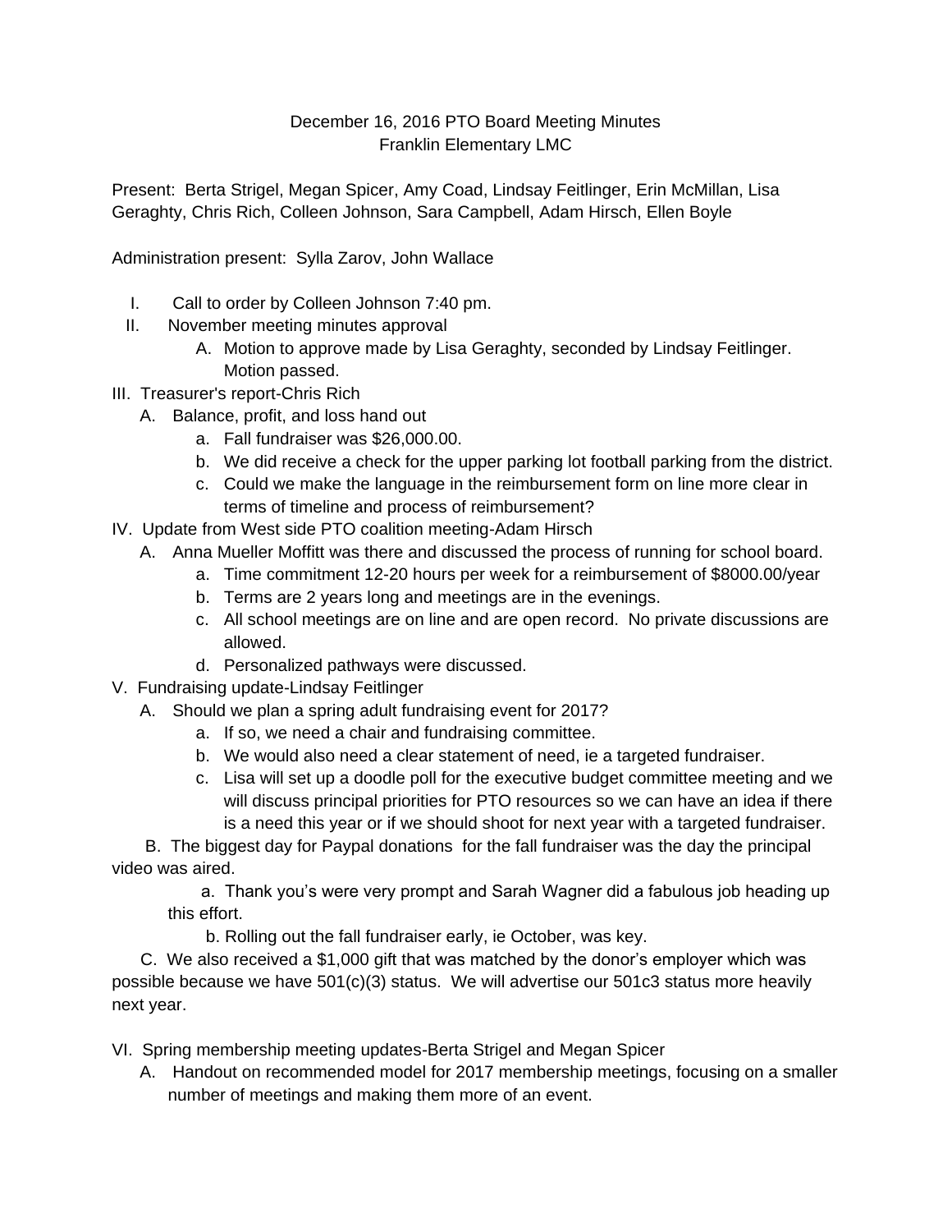December 16, 2016 PTO Board Meeting Minutes
Franklin Elementary LMC

Present: Berta Strigel, Megan Spicer, Amy Coad, Lindsay Feitlinger, Erin McMillan, Lisa Geraghty, Chris Rich, Colleen Johnson, Sara Campbell, Adam Hirsch, Ellen Boyle

Administration present: Sylla Zarov, John Wallace

I. Call to order by Colleen Johnson 7:40 pm.

II. November meeting minutes approval
   - A. Motion to approve made by Lisa Geraghty, seconded by Lindsay Feitlinger. Motion passed.

III. Treasurer's report-Chris Rich
   - A. Balance, profit, and loss hand out
     - a. Fall fundraiser was $26,000.00.
     - b. We did receive a check for the upper parking lot football parking from the district.
     - c. Could we make the language in the reimbursement form on line more clear in terms of timeline and process of reimbursement?

IV. Update from West side PTO coalition meeting-Adam Hirsch
   - A. Anna Mueller Moffitt was there and discussed the process of running for school board.
     - a. Time commitment 12-20 hours per week for a reimbursement of $8000.00/year
     - b. Terms are 2 years long and meetings are in the evenings.
     - c. All school meetings are on line and are open record. No private discussions are allowed.
     - d. Personalized pathways were discussed.

V. Fundraising update-Lindsay Feitlinger
   - A. Should we plan a spring adult fundraising event for 2017?
     - a. If so, we need a chair and fundraising committee.
     - b. We would also need a clear statement of need, ie a targeted fundraiser.
     - c. Lisa will set up a doodle poll for the executive budget committee meeting and we will discuss principal priorities for PTO resources so we can have an idea if there is a need this year or if we should shoot for next year with a targeted fundraiser.
   - B. The biggest day for Paypal donations for the fall fundraiser was the day the principal video was aired.
     - a. Thank you's were very prompt and Sarah Wagner did a fabulous job heading up this effort.
     - b. Rolling out the fall fundraiser early, ie October, was key.
   - C. We also received a $1,000 gift that was matched by the donor's employer which was possible because we have 501(c)(3) status. We will advertise our 501c3 status more heavily next year.

VI. Spring membership meeting updates-Berta Strigel and Megan Spicer
   - A. Handout on recommended model for 2017 membership meetings, focusing on a smaller number of meetings and making them more of an event.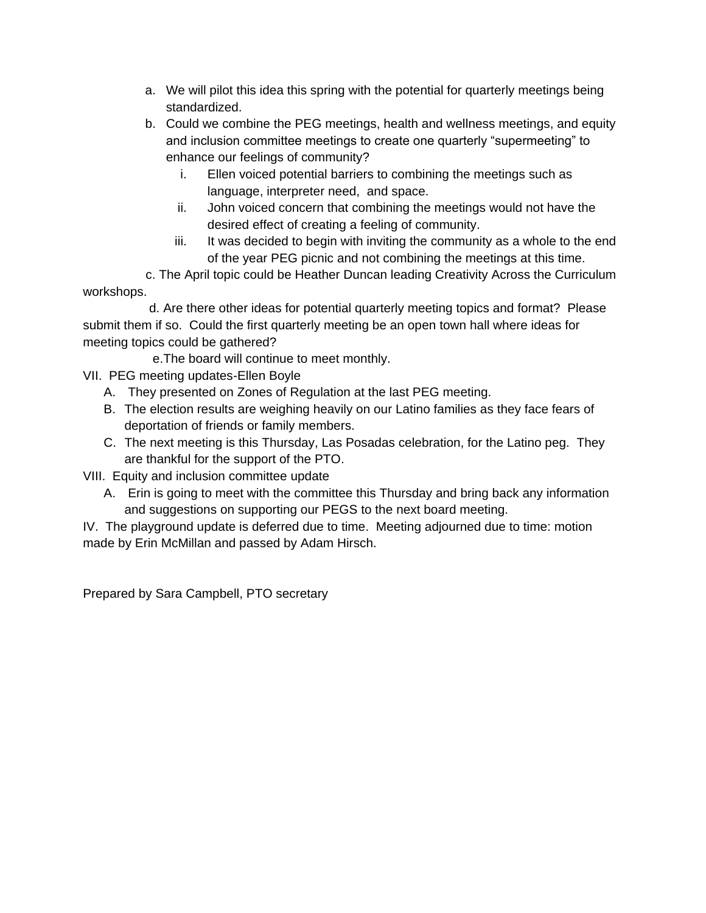a. We will pilot this idea this spring with the potential for quarterly meetings being standardized.

b. Could we combine the PEG meetings, health and wellness meetings, and equity and inclusion committee meetings to create one quarterly "supermeeting" to enhance our feelings of community?

   i. Ellen voiced potential barriers to combining the meetings such as language, interpreter need, and space.

   ii. John voiced concern that combining the meetings would not have the desired effect of creating a feeling of community.

   iii. It was decided to begin with inviting the community as a whole to the end of the year PEG picnic and not combining the meetings at this time.

c. The April topic could be Heather Duncan leading Creativity Across the Curriculum workshops.

d. Are there other ideas for potential quarterly meeting topics and format? Please submit them if so. Could the first quarterly meeting be an open town hall where ideas for meeting topics could be gathered?

e. The board will continue to meet monthly.

VII. PEG meeting updates-Ellen Boyle

A. They presented on Zones of Regulation at the last PEG meeting.

B. The election results are weighing heavily on our Latino families as they face fears of deportation of friends or family members.

C. The next meeting is this Thursday, Las Posadas celebration, for the Latino peg. They are thankful for the support of the PTO.

VIII. Equity and inclusion committee update

A. Erin is going to meet with the committee this Thursday and bring back any information and suggestions on supporting our PEGS to the next board meeting.

IV. The playground update is deferred due to time. Meeting adjourned due to time: motion made by Erin McMillan and passed by Adam Hirsch.

Prepared by Sara Campbell, PTO secretary